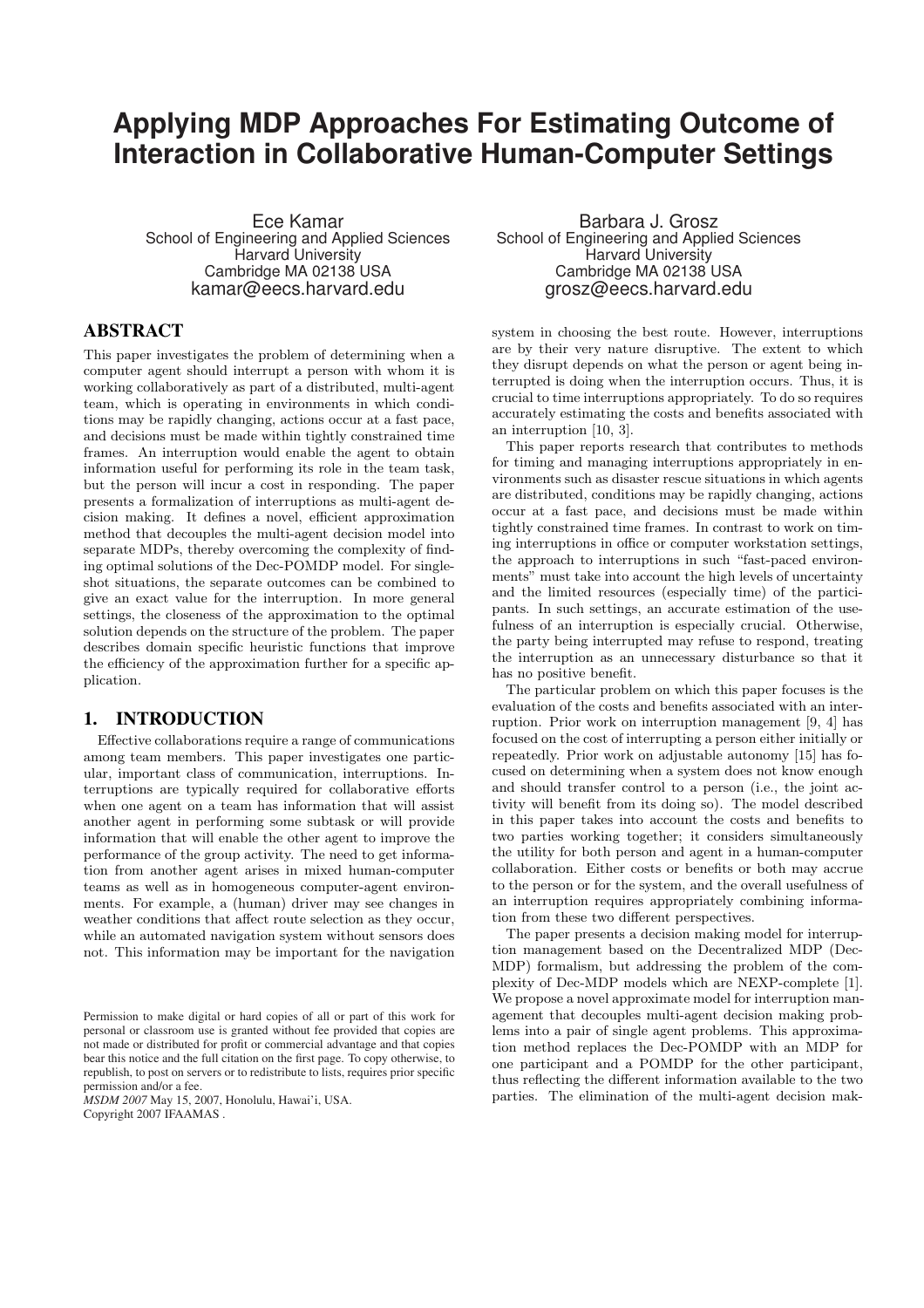# Applying MDP Approaches For Estimating Outcome of Interaction in Collaborative Human-Computer Settings

Ece Kamar
School of Engineering and Applied Sciences
Harvard University
Cambridge MA 02138 USA
kamar@eecs.harvard.edu

Barbara J. Grosz
School of Engineering and Applied Sciences
Harvard University
Cambridge MA 02138 USA
grosz@eecs.harvard.edu

## ABSTRACT

This paper investigates the problem of determining when a computer agent should interrupt a person with whom it is working collaboratively as part of a distributed, multi-agent team, which is operating in environments in which conditions may be rapidly changing, actions occur at a fast pace, and decisions must be made within tightly constrained time frames. An interruption would enable the agent to obtain information useful for performing its role in the team task, but the person will incur a cost in responding. The paper presents a formalization of interruptions as multi-agent decision making. It defines a novel, efficient approximation method that decouples the multi-agent decision model into separate MDPs, thereby overcoming the complexity of finding optimal solutions of the Dec-POMDP model. For single-shot situations, the separate outcomes can be combined to give an exact value for the interruption. In more general settings, the closeness of the approximation to the optimal solution depends on the structure of the problem. The paper describes domain specific heuristic functions that improve the efficiency of the approximation further for a specific application.

## 1. INTRODUCTION

Effective collaborations require a range of communications among team members. This paper investigates one particular, important class of communication, interruptions. Interruptions are typically required for collaborative efforts when one agent on a team has information that will assist another agent in performing some subtask or will provide information that will enable the other agent to improve the performance of the group activity. The need to get information from another agent arises in mixed human-computer teams as well as in homogeneous computer-agent environments. For example, a (human) driver may see changes in weather conditions that affect route selection as they occur, while an automated navigation system without sensors does not. This information may be important for the navigation system in choosing the best route. However, interruptions are by their very nature disruptive. The extent to which they disrupt depends on what the person or agent being interrupted is doing when the interruption occurs. Thus, it is crucial to time interruptions appropriately. To do so requires accurately estimating the costs and benefits associated with an interruption [10, 3].

This paper reports research that contributes to methods for timing and managing interruptions appropriately in environments such as disaster rescue situations in which agents are distributed, conditions may be rapidly changing, actions occur at a fast pace, and decisions must be made within tightly constrained time frames. In contrast to work on timing interruptions in office or computer workstation settings, the approach to interruptions in such "fast-paced environments" must take into account the high levels of uncertainty and the limited resources (especially time) of the participants. In such settings, an accurate estimation of the usefulness of an interruption is especially crucial. Otherwise, the party being interrupted may refuse to respond, treating the interruption as an unnecessary disturbance so that it has no positive benefit.

The particular problem on which this paper focuses is the evaluation of the costs and benefits associated with an interruption. Prior work on interruption management [9, 4] has focused on the cost of interrupting a person either initially or repeatedly. Prior work on adjustable autonomy [15] has focused on determining when a system does not know enough and should transfer control to a person (i.e., the joint activity will benefit from its doing so). The model described in this paper takes into account the costs and benefits to two parties working together; it considers simultaneously the utility for both person and agent in a human-computer collaboration. Either costs or benefits or both may accrue to the person or for the system, and the overall usefulness of an interruption requires appropriately combining information from these two different perspectives.

The paper presents a decision making model for interruption management based on the Decentralized MDP (Dec-MDP) formalism, but addressing the problem of the complexity of Dec-MDP models which are NEXP-complete [1]. We propose a novel approximate model for interruption management that decouples multi-agent decision making problems into a pair of single agent problems. This approximation method replaces the Dec-POMDP with an MDP for one participant and a POMDP for the other participant, thus reflecting the different information available to the two parties. The elimination of the multi-agent decision mak-

Permission to make digital or hard copies of all or part of this work for personal or classroom use is granted without fee provided that copies are not made or distributed for profit or commercial advantage and that copies bear this notice and the full citation on the first page. To copy otherwise, to republish, to post on servers or to redistribute to lists, requires prior specific permission and/or a fee.
*MSDM 2007* May 15, 2007, Honolulu, Hawai'i, USA.
Copyright 2007 IFAAMAS .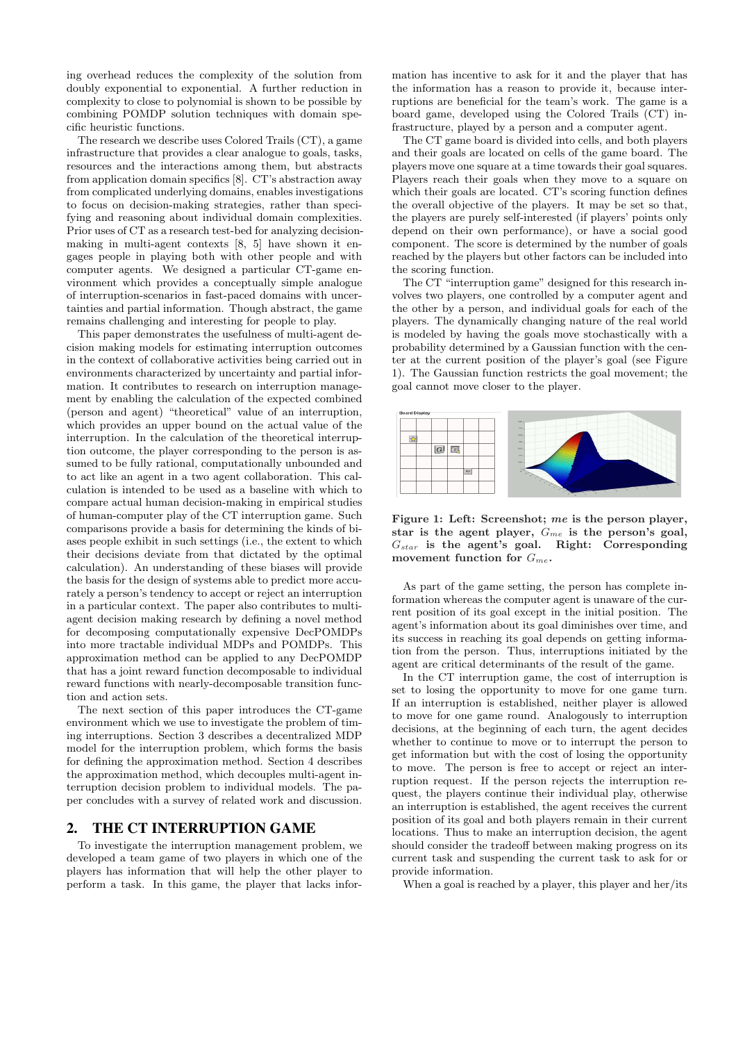ing overhead reduces the complexity of the solution from doubly exponential to exponential. A further reduction in complexity to close to polynomial is shown to be possible by combining POMDP solution techniques with domain specific heuristic functions.

The research we describe uses Colored Trails (CT), a game infrastructure that provides a clear analogue to goals, tasks, resources and the interactions among them, but abstracts from application domain specifics [8]. CT's abstraction away from complicated underlying domains, enables investigations to focus on decision-making strategies, rather than specifying and reasoning about individual domain complexities. Prior uses of CT as a research test-bed for analyzing decision-making in multi-agent contexts [8, 5] have shown it engages people in playing both with other people and with computer agents. We designed a particular CT-game environment which provides a conceptually simple analogue of interruption-scenarios in fast-paced domains with uncertainties and partial information. Though abstract, the game remains challenging and interesting for people to play.

This paper demonstrates the usefulness of multi-agent decision making models for estimating interruption outcomes in the context of collaborative activities being carried out in environments characterized by uncertainty and partial information. It contributes to research on interruption management by enabling the calculation of the expected combined (person and agent) "theoretical" value of an interruption, which provides an upper bound on the actual value of the interruption. In the calculation of the theoretical interruption outcome, the player corresponding to the person is assumed to be fully rational, computationally unbounded and to act like an agent in a two agent collaboration. This calculation is intended to be used as a baseline with which to compare actual human decision-making in empirical studies of human-computer play of the CT interruption game. Such comparisons provide a basis for determining the kinds of biases people exhibit in such settings (i.e., the extent to which their decisions deviate from that dictated by the optimal calculation). An understanding of these biases will provide the basis for the design of systems able to predict more accurately a person's tendency to accept or reject an interruption in a particular context. The paper also contributes to multi-agent decision making research by defining a novel method for decomposing computationally expensive DecPOMDPs into more tractable individual MDPs and POMDPs. This approximation method can be applied to any DecPOMDP that has a joint reward function decomposable to individual reward functions with nearly-decomposable transition functions and action sets.

The next section of this paper introduces the CT-game environment which we use to investigate the problem of timing interruptions. Section 3 describes a decentralized MDP model for the interruption problem, which forms the basis for defining the approximation method. Section 4 describes the approximation method, which decouples multi-agent interruption decision problem to individual models. The paper concludes with a survey of related work and discussion.

## 2. THE CT INTERRUPTION GAME

To investigate the interruption management problem, we developed a team game of two players in which one of the players has information that will help the other player to perform a task. In this game, the player that lacks information has incentive to ask for it and the player that has the information has a reason to provide it, because interruptions are beneficial for the team's work. The game is a board game, developed using the Colored Trails (CT) infrastructure, played by a person and a computer agent.

The CT game board is divided into cells, and both players and their goals are located on cells of the game board. The players move one square at a time towards their goal squares. Players reach their goals when they move to a square on which their goals are located. CT's scoring function defines the overall objective of the players. It may be set so that, the players are purely self-interested (if players' points only depend on their own performance), or have a social good component. The score is determined by the number of goals reached by the players but other factors can be included into the scoring function.

The CT "interruption game" designed for this research involves two players, one controlled by a computer agent and the other by a person, and individual goals for each of the players. The dynamically changing nature of the real world is modeled by having the goals move stochastically with a probability determined by a Gaussian function with the center at the current position of the player's goal (see Figure 1). The Gaussian function restricts the goal movement; the goal cannot move closer to the player.

**Figure 1: Left: Screenshot; *me* is the person player, star is the agent player, $G_{me}$ is the person's goal, $G_{star}$ is the agent's goal. Right: Corresponding movement function for $G_{me}$.**

As part of the game setting, the person has complete information whereas the computer agent is unaware of the current position of its goal except in the initial position. The agent's information about its goal diminishes over time, and its success in reaching its goal depends on getting information from the person. Thus, interruptions initiated by the agent are critical determinants of the result of the game.

In the CT interruption game, the cost of interruption is set to losing the opportunity to move for one game turn. If an interruption is established, neither player is allowed to move for one game round. Analogously to interruption decisions, at the beginning of each turn, the agent decides whether to continue to move or to interrupt the person to get information but with the cost of losing the opportunity to move. The person is free to accept or reject an interruption request. If the person rejects the interruption request, the players continue their individual play, otherwise an interruption is established, the agent receives the current position of its goal and both players remain in their current locations. Thus to make an interruption decision, the agent should consider the tradeoff between making progress on its current task and suspending the current task to ask for or provide information.

When a goal is reached by a player, this player and her/its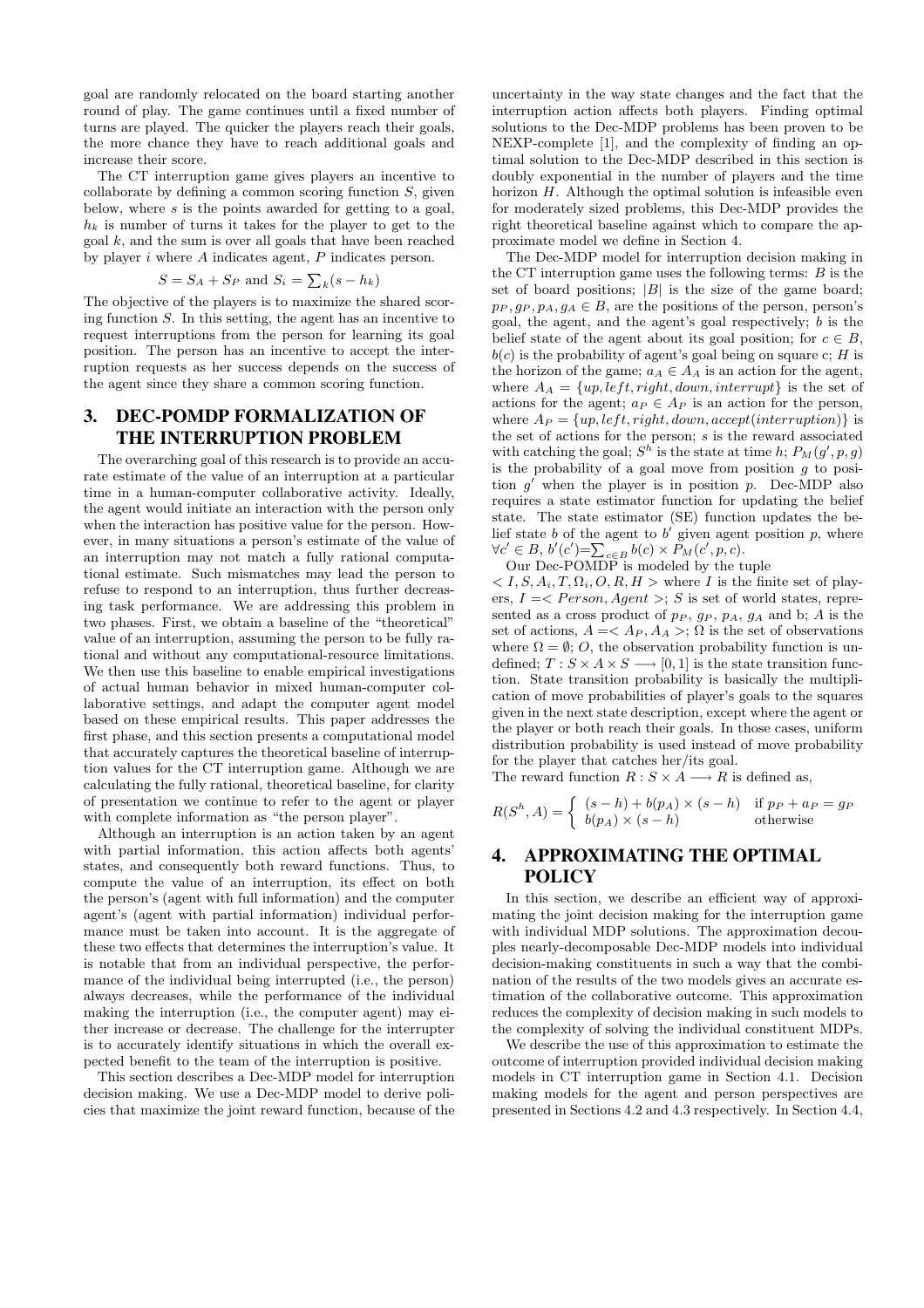goal are randomly relocated on the board starting another round of play. The game continues until a fixed number of turns are played. The quicker the players reach their goals, the more chance they have to reach additional goals and increase their score.

The CT interruption game gives players an incentive to collaborate by defining a common scoring function $S$, given below, where $s$ is the points awarded for getting to a goal, $h_k$ is number of turns it takes for the player to get to the goal $k$, and the sum is over all goals that have been reached by player $i$ where $A$ indicates agent, $P$ indicates person.

$$S = S_A + S_P \text{ and } S_i = \sum_k (s - h_k)$$

The objective of the players is to maximize the shared scoring function $S$. In this setting, the agent has an incentive to request interruptions from the person for learning its goal position. The person has an incentive to accept the interruption requests as her success depends on the success of the agent since they share a common scoring function.

## 3. DEC-POMDP FORMALIZATION OF THE INTERRUPTION PROBLEM

The overarching goal of this research is to provide an accurate estimate of the value of an interruption at a particular time in a human-computer collaborative activity. Ideally, the agent would initiate an interaction with the person only when the interaction has positive value for the person. However, in many situations a person's estimate of the value of an interruption may not match a fully rational computational estimate. Such mismatches may lead the person to refuse to respond to an interruption, thus further decreasing task performance. We are addressing this problem in two phases. First, we obtain a baseline of the "theoretical" value of an interruption, assuming the person to be fully rational and without any computational-resource limitations. We then use this baseline to enable empirical investigations of actual human behavior in mixed human-computer collaborative settings, and adapt the computer agent model based on these empirical results. This paper addresses the first phase, and this section presents a computational model that accurately captures the theoretical baseline of interruption values for the CT interruption game. Although we are calculating the fully rational, theoretical baseline, for clarity of presentation we continue to refer to the agent or player with complete information as "the person player".

Although an interruption is an action taken by an agent with partial information, this action affects both agents' states, and consequently both reward functions. Thus, to compute the value of an interruption, its effect on both the person's (agent with full information) and the computer agent's (agent with partial information) individual performance must be taken into account. It is the aggregate of these two effects that determines the interruption's value. It is notable that from an individual perspective, the performance of the individual being interrupted (i.e., the person) always decreases, while the performance of the individual making the interruption (i.e., the computer agent) may either increase or decrease. The challenge for the interrupter is to accurately identify situations in which the overall expected benefit to the team of the interruption is positive.

This section describes a Dec-MDP model for interruption decision making. We use a Dec-MDP model to derive policies that maximize the joint reward function, because of the uncertainty in the way state changes and the fact that the interruption action affects both players. Finding optimal solutions to the Dec-MDP problems has been proven to be NEXP-complete [1], and the complexity of finding an optimal solution to the Dec-MDP described in this section is doubly exponential in the number of players and the time horizon $H$. Although the optimal solution is infeasible even for moderately sized problems, this Dec-MDP provides the right theoretical baseline against which to compare the approximate model we define in Section 4.

The Dec-MDP model for interruption decision making in the CT interruption game uses the following terms: $B$ is the set of board positions; $|B|$ is the size of the game board; $p_P, g_P, p_A, g_A \in B$, are the positions of the person, person's goal, the agent, and the agent's goal respectively; $b$ is the belief state of the agent about its goal position; for $c \in B$, $b(c)$ is the probability of agent's goal being on square c; $H$ is the horizon of the game; $a_A \in A_A$ is an action for the agent, where $A_A = \{up, left, right, down, interrupt\}$ is the set of actions for the agent; $a_P \in A_P$ is an action for the person, where $A_P = \{up, left, right, down, accept(interruption)\}$ is the set of actions for the person; $s$ is the reward associated with catching the goal; $S^h$ is the state at time $h$; $P_M(g', p, g)$ is the probability of a goal move from position $g$ to position $g'$ when the player is in position $p$. Dec-MDP also requires a state estimator function for updating the belief state. The state estimator (SE) function updates the belief state $b$ of the agent to $b'$ given agent position $p$, where $\forall c' \in B$, $b'(c') = \sum_{c \in B} b(c) \times P_M(c', p, c)$.

Our Dec-POMDP is modeled by the tuple $< I, S, A_i, T, \Omega_i, O, R, H >$ where $I$ is the finite set of players, $I =< Person, Agent >$; $S$ is set of world states, represented as a cross product of $p_P$, $g_P$, $p_A$, $g_A$ and b; $A$ is the set of actions, $A =< A_P, A_A >$; $\Omega$ is the set of observations where $\Omega = \emptyset$; $O$, the observation probability function is undefined; $T : S \times A \times S \longrightarrow [0, 1]$ is the state transition function. State transition probability is basically the multiplication of move probabilities of player's goals to the squares given in the next state description, except where the agent or the player or both reach their goals. In those cases, uniform distribution probability is used instead of move probability for the player that catches her/its goal.

The reward function $R : S \times A \longrightarrow R$ is defined as,

$$R(S^h, A) = \begin{cases} (s - h) + b(p_A) \times (s - h) & \text{if } p_P + a_P = g_P \\ b(p_A) \times (s - h) & \text{otherwise} \end{cases}$$

## 4. APPROXIMATING THE OPTIMAL POLICY

In this section, we describe an efficient way of approximating the joint decision making for the interruption game with individual MDP solutions. The approximation decouples nearly-decomposable Dec-MDP models into individual decision-making constituents in such a way that the combination of the results of the two models gives an accurate estimation of the collaborative outcome. This approximation reduces the complexity of decision making in such models to the complexity of solving the individual constituent MDPs.

We describe the use of this approximation to estimate the outcome of interruption provided individual decision making models in CT interruption game in Section 4.1. Decision making models for the agent and person perspectives are presented in Sections 4.2 and 4.3 respectively. In Section 4.4,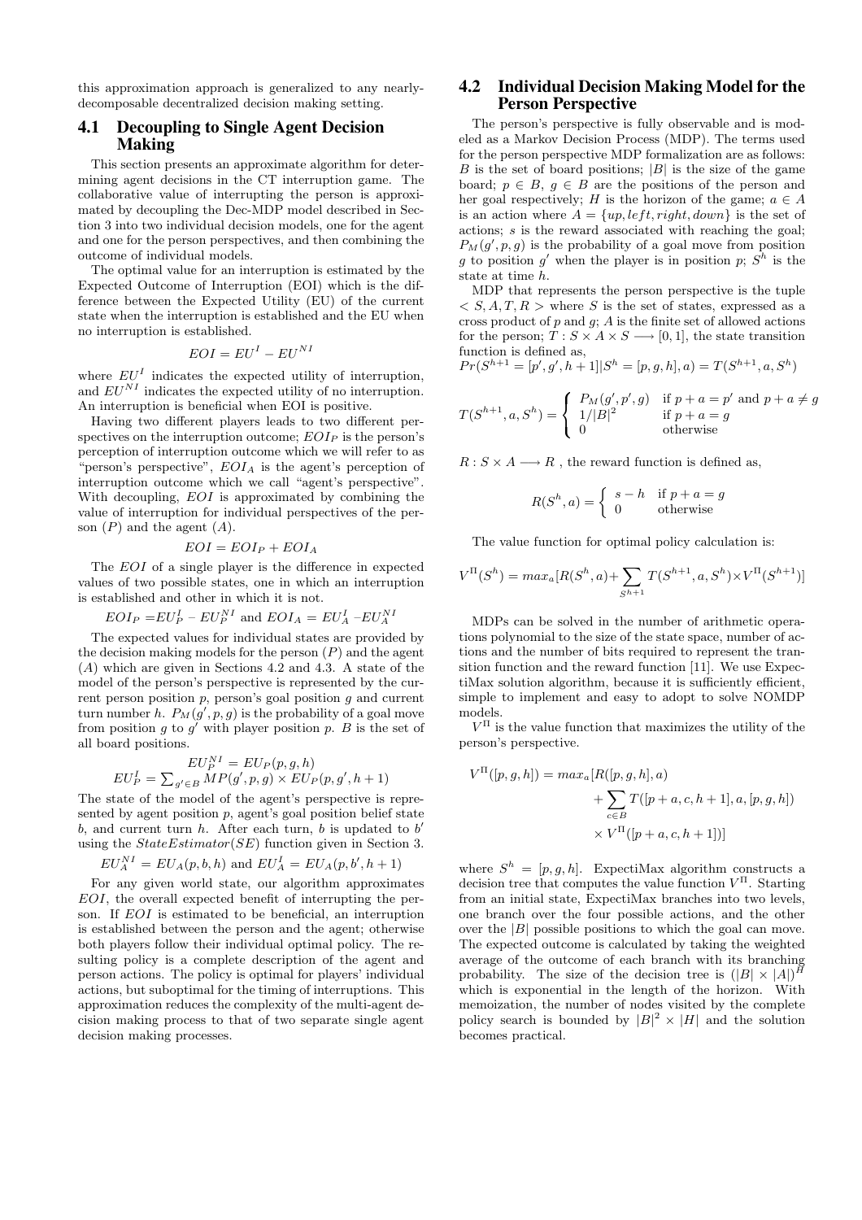this approximation approach is generalized to any nearly-decomposable decentralized decision making setting.

## 4.1 Decoupling to Single Agent Decision Making

This section presents an approximate algorithm for determining agent decisions in the CT interruption game. The collaborative value of interrupting the person is approximated by decoupling the Dec-MDP model described in Section 3 into two individual decision models, one for the agent and one for the person perspectives, and then combining the outcome of individual models.

The optimal value for an interruption is estimated by the Expected Outcome of Interruption (EOI) which is the difference between the Expected Utility (EU) of the current state when the interruption is established and the EU when no interruption is established.

$$EOI = EU^I - EU^{NI}$$

where $EU^I$ indicates the expected utility of interruption, and $EU^{NI}$ indicates the expected utility of no interruption. An interruption is beneficial when EOI is positive.

Having two different players leads to two different perspectives on the interruption outcome; $EOI_P$ is the person's perception of interruption outcome which we will refer to as "person's perspective", $EOI_A$ is the agent's perception of interruption outcome which we call "agent's perspective". With decoupling, $EOI$ is approximated by combining the value of interruption for individual perspectives of the person ($P$) and the agent ($A$).

$$EOI = EOI_P + EOI_A$$

The $EOI$ of a single player is the difference in expected values of two possible states, one in which an interruption is established and other in which it is not.

$$EOI_P = EU_P^I - EU_P^{NI} \text{ and } EOI_A = EU_A^I - EU_A^{NI}$$

The expected values for individual states are provided by the decision making models for the person ($P$) and the agent ($A$) which are given in Sections 4.2 and 4.3. A state of the model of the person's perspective is represented by the current person position $p$, person's goal position $g$ and current turn number $h$. $P_M(g', p, g)$ is the probability of a goal move from position $g$ to $g'$ with player position $p$. $B$ is the set of all board positions.

$$EU_P^{NI} = EU_P(p, g, h)$$
$$EU_P^I = \sum_{g' \in B} MP(g', p, g) \times EU_P(p, g', h+1)$$

The state of the model of the agent's perspective is represented by agent position $p$, agent's goal position belief state $b$, and current turn $h$. After each turn, $b$ is updated to $b'$ using the $StateEstimator(SE)$ function given in Section 3.

$$EU_A^{NI} = EU_A(p, b, h) \text{ and } EU_A^I = EU_A(p, b', h+1)$$

For any given world state, our algorithm approximates $EOI$, the overall expected benefit of interrupting the person. If $EOI$ is estimated to be beneficial, an interruption is established between the person and the agent; otherwise both players follow their individual optimal policy. The resulting policy is a complete description of the agent and person actions. The policy is optimal for players' individual actions, but suboptimal for the timing of interruptions. This approximation reduces the complexity of the multi-agent decision making process to that of two separate single agent decision making processes.

## 4.2 Individual Decision Making Model for the Person Perspective

The person's perspective is fully observable and is modeled as a Markov Decision Process (MDP). The terms used for the person perspective MDP formalization are as follows: $B$ is the set of board positions; $|B|$ is the size of the game board; $p \in B$, $g \in B$ are the positions of the person and her goal respectively; $H$ is the horizon of the game; $a \in A$ is an action where $A = \{up, left, right, down\}$ is the set of actions; $s$ is the reward associated with reaching the goal; $P_M(g', p, g)$ is the probability of a goal move from position $g$ to position $g'$ when the player is in position $p$; $S^h$ is the state at time $h$.

MDP that represents the person perspective is the tuple $< S, A, T, R >$ where $S$ is the set of states, expressed as a cross product of $p$ and $g$; $A$ is the finite set of allowed actions for the person; $T : S \times A \times S \longrightarrow [0, 1]$, the state transition function is defined as,

$Pr(S^{h+1} = [p', g', h+1] | S^h = [p, g, h], a) = T(S^{h+1}, a, S^h)$

$$T(S^{h+1}, a, S^h) = \begin{cases} P_M(g', p', g) & \text{if } p + a = p' \text{ and } p + a \neq g \\ 1/|B|^2 & \text{if } p + a = g \\ 0 & \text{otherwise} \end{cases}$$

$R : S \times A \longrightarrow R$ , the reward function is defined as,

$$R(S^h, a) = \begin{cases} s - h & \text{if } p + a = g \\ 0 & \text{otherwise} \end{cases}$$

The value function for optimal policy calculation is:

$$V^{\Pi}(S^h) = max_a[R(S^h, a) + \sum_{S^{h+1}} T(S^{h+1}, a, S^h) \times V^{\Pi}(S^{h+1})]$$

MDPs can be solved in the number of arithmetic operations polynomial to the size of the state space, number of actions and the number of bits required to represent the transition function and the reward function [11]. We use ExpectiMax solution algorithm, because it is sufficiently efficient, simple to implement and easy to adopt to solve NOMDP models.

$V^{\Pi}$ is the value function that maximizes the utility of the person's perspective.

$$\begin{aligned} V^{\Pi}([p, g, h]) = max_a[ & R([p, g, h], a) \\ & + \sum_{c \in B} T([p + a, c, h + 1], a, [p, g, h]) \\ & \times V^{\Pi}([p + a, c, h + 1])] \end{aligned}$$

where $S^h = [p, g, h]$. ExpectiMax algorithm constructs a decision tree that computes the value function $V^{\Pi}$. Starting from an initial state, ExpectiMax branches into two levels, one branch over the four possible actions, and the other over the $|B|$ possible positions to which the goal can move. The expected outcome is calculated by taking the weighted average of the outcome of each branch with its branching probability. The size of the decision tree is $(|B| \times |A|)^H$ which is exponential in the length of the horizon. With memoization, the number of nodes visited by the complete policy search is bounded by $|B|^2 \times |H|$ and the solution becomes practical.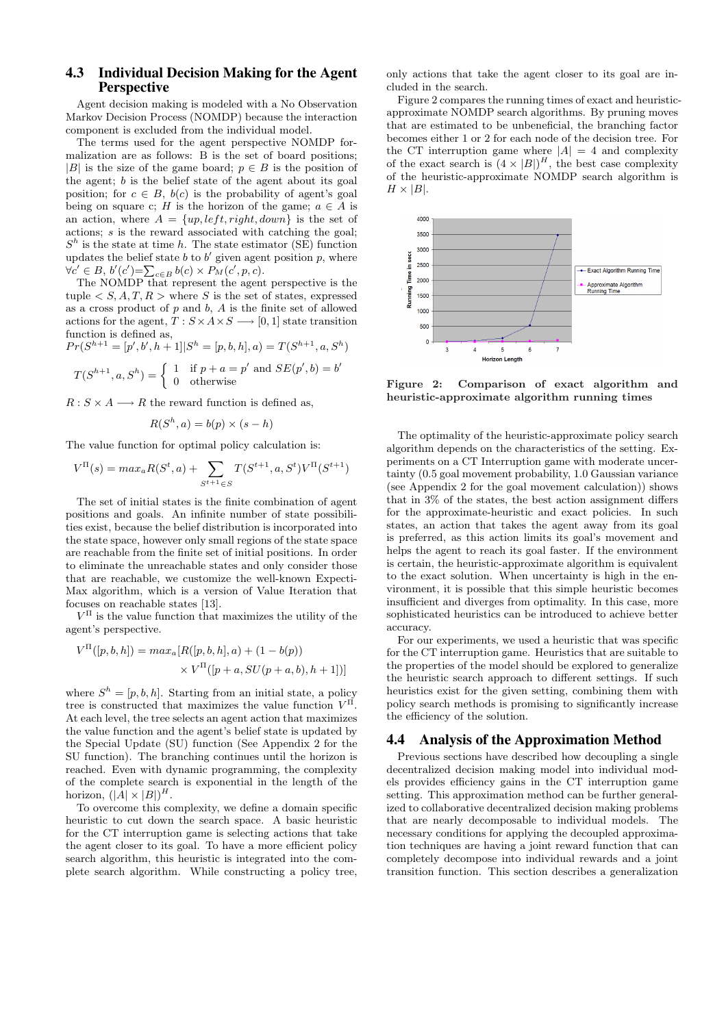### 4.3 Individual Decision Making for the Agent Perspective

Agent decision making is modeled with a No Observation Markov Decision Process (NOMDP) because the interaction component is excluded from the individual model.

The terms used for the agent perspective NOMDP formalization are as follows: B is the set of board positions; $|B|$ is the size of the game board; $p \in B$ is the position of the agent; $b$ is the belief state of the agent about its goal position; for $c \in B$, $b(c)$ is the probability of agent's goal being on square c; $H$ is the horizon of the game; $a \in A$ is an action, where $A = \{up, left, right, down\}$ is the set of actions; $s$ is the reward associated with catching the goal; $S^h$ is the state at time $h$. The state estimator (SE) function updates the belief state $b$ to $b'$ given agent position $p$, where $\forall c' \in B$, $b'(c') = \sum_{c \in B} b(c) \times P_M(c', p, c)$.

The NOMDP that represent the agent perspective is the tuple $< S, A, T, R >$ where $S$ is the set of states, expressed as a cross product of $p$ and $b$, $A$ is the finite set of allowed actions for the agent, $T : S \times A \times S \longrightarrow [0, 1]$ state transition function is defined as,

$$Pr(S^{h+1} = [p', b', h+1] | S^h = [p, b, h], a) = T(S^{h+1}, a, S^h)$$

$$T(S^{h+1}, a, S^h) = \begin{cases} 1 & \text{if } p + a = p' \text{ and } SE(p', b) = b' \\ 0 & \text{otherwise} \end{cases}$$

$R : S \times A \longrightarrow R$ the reward function is defined as,

$$R(S^h, a) = b(p) \times (s - h)$$

The value function for optimal policy calculation is:

$$V^{\Pi}(s) = max_a R(S^t, a) + \sum_{S^{t+1} \in S} T(S^{t+1}, a, S^t) V^{\Pi}(S^{t+1})$$

The set of initial states is the finite combination of agent positions and goals. An infinite number of state possibilities exist, because the belief distribution is incorporated into the state space, however only small regions of the state space are reachable from the finite set of initial positions. In order to eliminate the unreachable states and only consider those that are reachable, we customize the well-known Expecti-Max algorithm, which is a version of Value Iteration that focuses on reachable states [13].

$V^{\Pi}$ is the value function that maximizes the utility of the agent's perspective.

$$V^{\Pi}([p, b, h]) = max_a [R([p, b, h], a) + (1 - b(p)) \times V^{\Pi}([p + a, SU(p + a, b), h + 1])]$$

where $S^h = [p, b, h]$. Starting from an initial state, a policy tree is constructed that maximizes the value function $V^{\Pi}$. At each level, the tree selects an agent action that maximizes the value function and the agent's belief state is updated by the Special Update (SU) function (See Appendix 2 for the SU function). The branching continues until the horizon is reached. Even with dynamic programming, the complexity of the complete search is exponential in the length of the horizon, $(|A| \times |B|)^H$.

To overcome this complexity, we define a domain specific heuristic to cut down the search space. A basic heuristic for the CT interruption game is selecting actions that take the agent closer to its goal. To have a more efficient policy search algorithm, this heuristic is integrated into the complete search algorithm. While constructing a policy tree, only actions that take the agent closer to its goal are included in the search.

Figure 2 compares the running times of exact and heuristic-approximate NOMDP search algorithms. By pruning moves that are estimated to be unbeneficial, the branching factor becomes either 1 or 2 for each node of the decision tree. For the CT interruption game where $|A| = 4$ and complexity of the exact search is $(4 \times |B|)^H$, the best case complexity of the heuristic-approximate NOMDP search algorithm is $H \times |B|$.

**Figure 2: Comparison of exact algorithm and heuristic-approximate algorithm running times**

The optimality of the heuristic-approximate policy search algorithm depends on the characteristics of the setting. Experiments on a CT Interruption game with moderate uncertainty (0.5 goal movement probability, 1.0 Gaussian variance (see Appendix 2 for the goal movement calculation)) shows that in 3% of the states, the best action assignment differs for the approximate-heuristic and exact policies. In such states, an action that takes the agent away from its goal is preferred, as this action limits its goal's movement and helps the agent to reach its goal faster. If the environment is certain, the heuristic-approximate algorithm is equivalent to the exact solution. When uncertainty is high in the environment, it is possible that this simple heuristic becomes insufficient and diverges from optimality. In this case, more sophisticated heuristics can be introduced to achieve better accuracy.

For our experiments, we used a heuristic that was specific for the CT interruption game. Heuristics that are suitable to the properties of the model should be explored to generalize the heuristic search approach to different settings. If such heuristics exist for the given setting, combining them with policy search methods is promising to significantly increase the efficiency of the solution.

### 4.4 Analysis of the Approximation Method

Previous sections have described how decoupling a single decentralized decision making model into individual models provides efficiency gains in the CT interruption game setting. This approximation method can be further generalized to collaborative decentralized decision making problems that are nearly decomposable to individual models. The necessary conditions for applying the decoupled approximation techniques are having a joint reward function that can completely decompose into individual rewards and a joint transition function. This section describes a generalization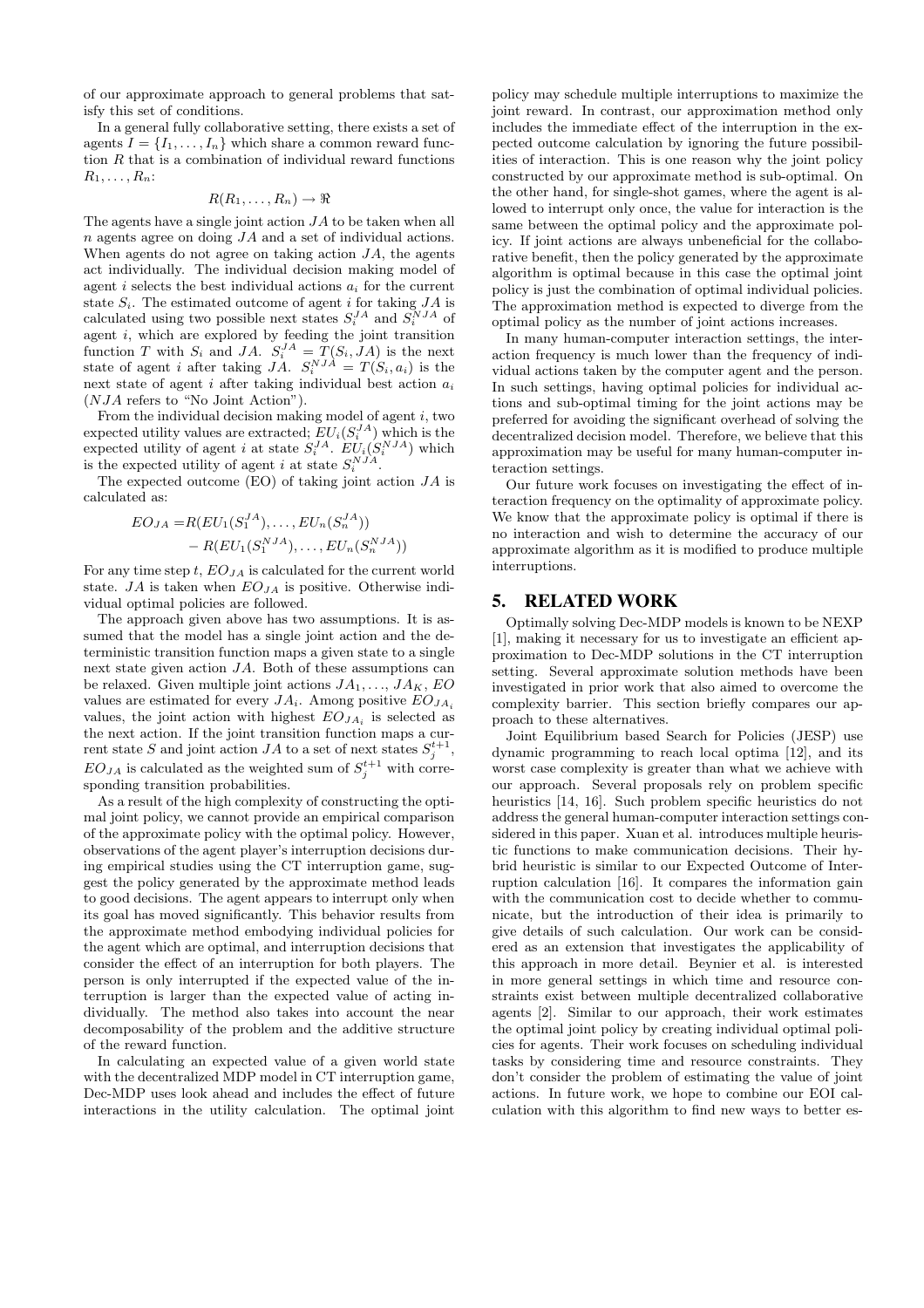of our approximate approach to general problems that satisfy this set of conditions.

In a general fully collaborative setting, there exists a set of agents $I = \{I_1, \ldots, I_n\}$ which share a common reward function $R$ that is a combination of individual reward functions $R_1, \ldots, R_n$:

$$R(R_1, \ldots, R_n) \rightarrow \Re$$

The agents have a single joint action $JA$ to be taken when all $n$ agents agree on doing $JA$ and a set of individual actions. When agents do not agree on taking action $JA$, the agents act individually. The individual decision making model of agent $i$ selects the best individual actions $a_i$ for the current state $S_i$. The estimated outcome of agent $i$ for taking $JA$ is calculated using two possible next states $S_i^{JA}$ and $S_i^{NJA}$ of agent $i$, which are explored by feeding the joint transition function $T$ with $S_i$ and $JA$. $S_i^{JA} = T(S_i, JA)$ is the next state of agent $i$ after taking $JA$. $S_i^{NJA} = T(S_i, a_i)$ is the next state of agent $i$ after taking individual best action $a_i$ ($NJA$ refers to "No Joint Action").

From the individual decision making model of agent $i$, two expected utility values are extracted; $EU_i(S_i^{JA})$ which is the expected utility of agent $i$ at state $S_i^{JA}$. $EU_i(S_i^{NJA})$ which is the expected utility of agent $i$ at state $S_i^{NJA}$.

The expected outcome (EO) of taking joint action $JA$ is calculated as:

$$\begin{aligned} EO_{JA} =& R(EU_1(S_1^{JA}), \ldots, EU_n(S_n^{JA})) \\ &- R(EU_1(S_1^{NJA}), \ldots, EU_n(S_n^{NJA})) \end{aligned}$$

For any time step $t$, $EO_{JA}$ is calculated for the current world state. $JA$ is taken when $EO_{JA}$ is positive. Otherwise individual optimal policies are followed.

The approach given above has two assumptions. It is assumed that the model has a single joint action and the deterministic transition function maps a given state to a single next state given action $JA$. Both of these assumptions can be relaxed. Given multiple joint actions $JA_1, \ldots, JA_K$, $EO$ values are estimated for every $JA_i$. Among positive $EO_{JA_i}$ values, the joint action with highest $EO_{JA_i}$ is selected as the next action. If the joint transition function maps a current state $S$ and joint action $JA$ to a set of next states $S_j^{t+1}$, $EO_{JA}$ is calculated as the weighted sum of $S_j^{t+1}$ with corresponding transition probabilities.

As a result of the high complexity of constructing the optimal joint policy, we cannot provide an empirical comparison of the approximate policy with the optimal policy. However, observations of the agent player's interruption decisions during empirical studies using the CT interruption game, suggest the policy generated by the approximate method leads to good decisions. The agent appears to interrupt only when its goal has moved significantly. This behavior results from the approximate method embodying individual policies for the agent which are optimal, and interruption decisions that consider the effect of an interruption for both players. The person is only interrupted if the expected value of the interruption is larger than the expected value of acting individually. The method also takes into account the near decomposability of the problem and the additive structure of the reward function.

In calculating an expected value of a given world state with the decentralized MDP model in CT interruption game, Dec-MDP uses look ahead and includes the effect of future interactions in the utility calculation. The optimal joint policy may schedule multiple interruptions to maximize the joint reward. In contrast, our approximation method only includes the immediate effect of the interruption in the expected outcome calculation by ignoring the future possibilities of interaction. This is one reason why the joint policy constructed by our approximate method is sub-optimal. On the other hand, for single-shot games, where the agent is allowed to interrupt only once, the value for interaction is the same between the optimal policy and the approximate policy. If joint actions are always unbeneficial for the collaborative benefit, then the policy generated by the approximate algorithm is optimal because in this case the optimal joint policy is just the combination of optimal individual policies. The approximation method is expected to diverge from the optimal policy as the number of joint actions increases.

In many human-computer interaction settings, the interaction frequency is much lower than the frequency of individual actions taken by the computer agent and the person. In such settings, having optimal policies for individual actions and sub-optimal timing for the joint actions may be preferred for avoiding the significant overhead of solving the decentralized decision model. Therefore, we believe that this approximation may be useful for many human-computer interaction settings.

Our future work focuses on investigating the effect of interaction frequency on the optimality of approximate policy. We know that the approximate policy is optimal if there is no interaction and wish to determine the accuracy of our approximate algorithm as it is modified to produce multiple interruptions.

## 5. RELATED WORK

Optimally solving Dec-MDP models is known to be NEXP [1], making it necessary for us to investigate an efficient approximation to Dec-MDP solutions in the CT interruption setting. Several approximate solution methods have been investigated in prior work that also aimed to overcome the complexity barrier. This section briefly compares our approach to these alternatives.

Joint Equilibrium based Search for Policies (JESP) use dynamic programming to reach local optima [12], and its worst case complexity is greater than what we achieve with our approach. Several proposals rely on problem specific heuristics [14, 16]. Such problem specific heuristics do not address the general human-computer interaction settings considered in this paper. Xuan et al. introduces multiple heuristic functions to make communication decisions. Their hybrid heuristic is similar to our Expected Outcome of Interruption calculation [16]. It compares the information gain with the communication cost to decide whether to communicate, but the introduction of their idea is primarily to give details of such calculation. Our work can be considered as an extension that investigates the applicability of this approach in more detail. Beynier et al. is interested in more general settings in which time and resource constraints exist between multiple decentralized collaborative agents [2]. Similar to our approach, their work estimates the optimal joint policy by creating individual optimal policies for agents. Their work focuses on scheduling individual tasks by considering time and resource constraints. They don't consider the problem of estimating the value of joint actions. In future work, we hope to combine our EOI calculation with this algorithm to find new ways to better es-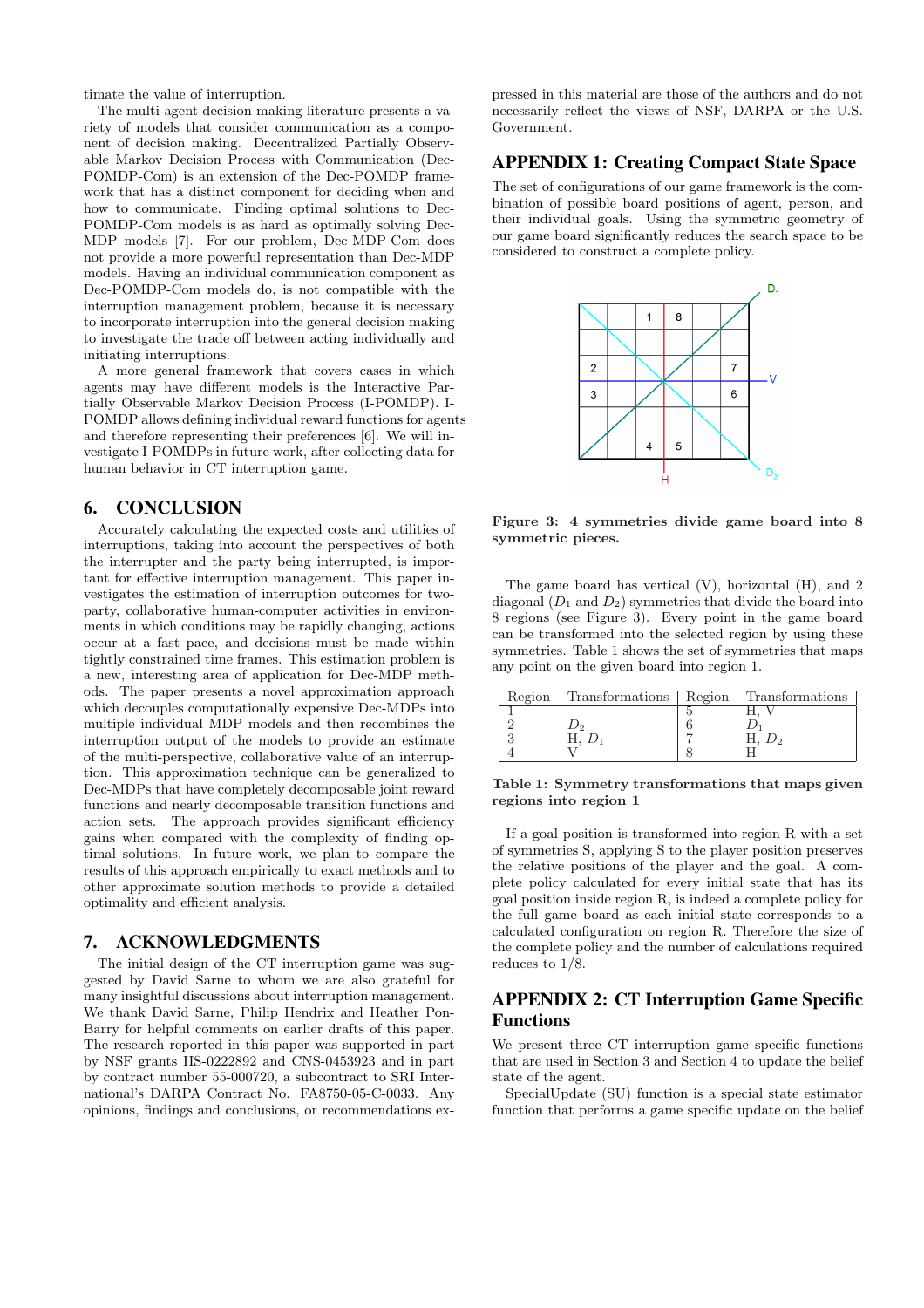timate the value of interruption.

The multi-agent decision making literature presents a variety of models that consider communication as a component of decision making. Decentralized Partially Observable Markov Decision Process with Communication (Dec-POMDP-Com) is an extension of the Dec-POMDP framework that has a distinct component for deciding when and how to communicate. Finding optimal solutions to Dec-POMDP-Com models is as hard as optimally solving Dec-MDP models [7]. For our problem, Dec-MDP-Com does not provide a more powerful representation than Dec-MDP models. Having an individual communication component as Dec-POMDP-Com models do, is not compatible with the interruption management problem, because it is necessary to incorporate interruption into the general decision making to investigate the trade off between acting individually and initiating interruptions.

A more general framework that covers cases in which agents may have different models is the Interactive Partially Observable Markov Decision Process (I-POMDP). I-POMDP allows defining individual reward functions for agents and therefore representing their preferences [6]. We will investigate I-POMDPs in future work, after collecting data for human behavior in CT interruption game.

## 6. CONCLUSION

Accurately calculating the expected costs and utilities of interruptions, taking into account the perspectives of both the interrupter and the party being interrupted, is important for effective interruption management. This paper investigates the estimation of interruption outcomes for two-party, collaborative human-computer activities in environments in which conditions may be rapidly changing, actions occur at a fast pace, and decisions must be made within tightly constrained time frames. This estimation problem is a new, interesting area of application for Dec-MDP methods. The paper presents a novel approximation approach which decouples computationally expensive Dec-MDPs into multiple individual MDP models and then recombines the interruption output of the models to provide an estimate of the multi-perspective, collaborative value of an interruption. This approximation technique can be generalized to Dec-MDPs that have completely decomposable joint reward functions and nearly decomposable transition functions and action sets. The approach provides significant efficiency gains when compared with the complexity of finding optimal solutions. In future work, we plan to compare the results of this approach empirically to exact methods and to other approximate solution methods to provide a detailed optimality and efficient analysis.

## 7. ACKNOWLEDGMENTS

The initial design of the CT interruption game was suggested by David Sarne to whom we are also grateful for many insightful discussions about interruption management. We thank David Sarne, Philip Hendrix and Heather Pon-Barry for helpful comments on earlier drafts of this paper. The research reported in this paper was supported in part by NSF grants IIS-0222892 and CNS-0453923 and in part by contract number 55-000720, a subcontract to SRI International's DARPA Contract No. FA8750-05-C-0033. Any opinions, findings and conclusions, or recommendations expressed in this material are those of the authors and do not necessarily reflect the views of NSF, DARPA or the U.S. Government.

## APPENDIX 1: Creating Compact State Space

The set of configurations of our game framework is the combination of possible board positions of agent, person, and their individual goals. Using the symmetric geometry of our game board significantly reduces the search space to be considered to construct a complete policy.

**Figure 3: 4 symmetries divide game board into 8 symmetric pieces.**

The game board has vertical (V), horizontal (H), and 2 diagonal ($D_1$ and $D_2$) symmetries that divide the board into 8 regions (see Figure 3). Every point in the game board can be transformed into the selected region by using these symmetries. Table 1 shows the set of symmetries that maps any point on the given board into region 1.

| Region | Transformations | Region | Transformations |
|---|---|---|---|
| 1 | - | 5 | H, V |
| 2 | $D_2$ | 6 | $D_1$ |
| 3 | H, $D_1$ | 7 | H, $D_2$ |
| 4 | V | 8 | H |

**Table 1: Symmetry transformations that maps given regions into region 1**

If a goal position is transformed into region R with a set of symmetries S, applying S to the player position preserves the relative positions of the player and the goal. A complete policy calculated for every initial state that has its goal position inside region R, is indeed a complete policy for the full game board as each initial state corresponds to a calculated configuration on region R. Therefore the size of the complete policy and the number of calculations required reduces to 1/8.

## APPENDIX 2: CT Interruption Game Specific Functions

We present three CT interruption game specific functions that are used in Section 3 and Section 4 to update the belief state of the agent.

SpecialUpdate (SU) function is a special state estimator function that performs a game specific update on the belief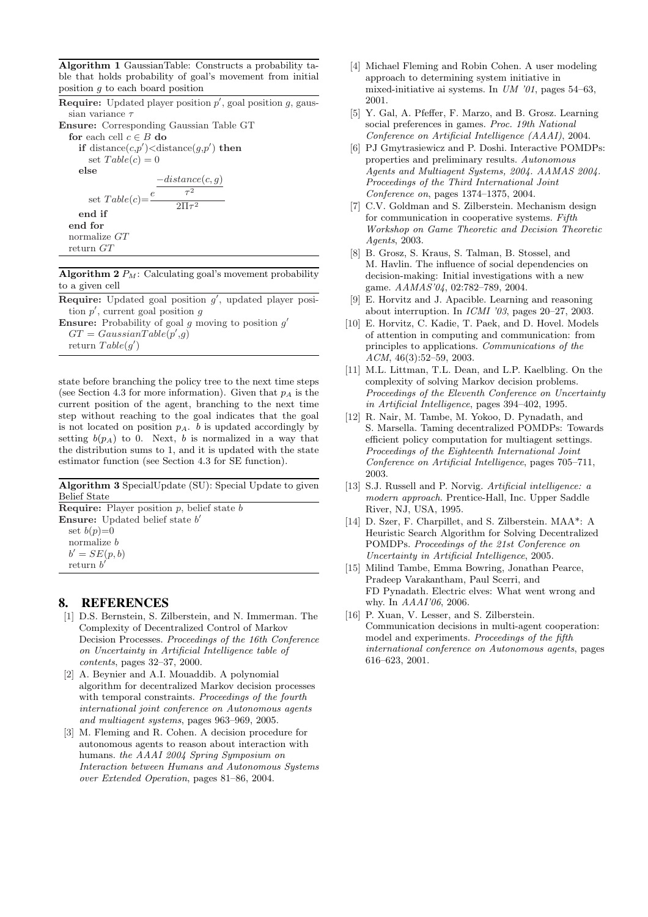**Algorithm 1** GaussianTable: Constructs a probability table that holds probability of goal's movement from initial position $g$ to each board position

**Require:** Updated player position $p'$, goal position $g$, gaussian variance $\tau$
**Ensure:** Corresponding Gaussian Table GT

```
for each cell c ∈ B do
  if distance(c,p')<distance(g,p') then
    set Table(c) = 0
  else
    set Table(c) = e^(-distance(c,g)/τ^2) / (2Πτ^2)
  end if
end for
normalize GT
return GT
```

$$Table(c) = \frac{e^{\frac{-distance(c,g)}{\tau^2}}}{2\Pi\tau^2}$$

**Algorithm 2** $P_M$: Calculating goal's movement probability to a given cell

**Require:** Updated goal position $g'$, updated player position $p'$, current goal position $g$
**Ensure:** Probability of goal $g$ moving to position $g'$

```
GT = GaussianTable(p',g)
return Table(g')
```

state before branching the policy tree to the next time steps (see Section 4.3 for more information). Given that $p_A$ is the current position of the agent, branching to the next time step without reaching to the goal indicates that the goal is not located on position $p_A$. $b$ is updated accordingly by setting $b(p_A)$ to 0. Next, $b$ is normalized in a way that the distribution sums to 1, and it is updated with the state estimator function (see Section 4.3 for SE function).

**Algorithm 3** SpecialUpdate (SU): Special Update to given Belief State

**Require:** Player position $p$, belief state $b$
**Ensure:** Updated belief state $b'$

```
set b(p)=0
normalize b
b' = SE(p, b)
return b'
```

## 8. REFERENCES

[1] D.S. Bernstein, S. Zilberstein, and N. Immerman. The Complexity of Decentralized Control of Markov Decision Processes. *Proceedings of the 16th Conference on Uncertainty in Artificial Intelligence table of contents*, pages 32–37, 2000.

[2] A. Beynier and A.I. Mouaddib. A polynomial algorithm for decentralized Markov decision processes with temporal constraints. *Proceedings of the fourth international joint conference on Autonomous agents and multiagent systems*, pages 963–969, 2005.

[3] M. Fleming and R. Cohen. A decision procedure for autonomous agents to reason about interaction with humans. *the AAAI 2004 Spring Symposium on Interaction between Humans and Autonomous Systems over Extended Operation*, pages 81–86, 2004.

[4] Michael Fleming and Robin Cohen. A user modeling approach to determining system initiative in mixed-initiative ai systems. In *UM '01*, pages 54–63, 2001.

[5] Y. Gal, A. Pfeffer, F. Marzo, and B. Grosz. Learning social preferences in games. *Proc. 19th National Conference on Artificial Intelligence (AAAI)*, 2004.

[6] PJ Gmytrasiewicz and P. Doshi. Interactive POMDPs: properties and preliminary results. *Autonomous Agents and Multiagent Systems, 2004. AAMAS 2004. Proceedings of the Third International Joint Conference on*, pages 1374–1375, 2004.

[7] C.V. Goldman and S. Zilberstein. Mechanism design for communication in cooperative systems. *Fifth Workshop on Game Theoretic and Decision Theoretic Agents*, 2003.

[8] B. Grosz, S. Kraus, S. Talman, B. Stossel, and M. Havlin. The influence of social dependencies on decision-making: Initial investigations with a new game. *AAMAS'04*, 02:782–789, 2004.

[9] E. Horvitz and J. Apacible. Learning and reasoning about interruption. In *ICMI '03*, pages 20–27, 2003.

[10] E. Horvitz, C. Kadie, T. Paek, and D. Hovel. Models of attention in computing and communication: from principles to applications. *Communications of the ACM*, 46(3):52–59, 2003.

[11] M.L. Littman, T.L. Dean, and L.P. Kaelbling. On the complexity of solving Markov decision problems. *Proceedings of the Eleventh Conference on Uncertainty in Artificial Intelligence*, pages 394–402, 1995.

[12] R. Nair, M. Tambe, M. Yokoo, D. Pynadath, and S. Marsella. Taming decentralized POMDPs: Towards efficient policy computation for multiagent settings. *Proceedings of the Eighteenth International Joint Conference on Artificial Intelligence*, pages 705–711, 2003.

[13] S.J. Russell and P. Norvig. *Artificial intelligence: a modern approach*. Prentice-Hall, Inc. Upper Saddle River, NJ, USA, 1995.

[14] D. Szer, F. Charpillet, and S. Zilberstein. MAA*: A Heuristic Search Algorithm for Solving Decentralized POMDPs. *Proceedings of the 21st Conference on Uncertainty in Artificial Intelligence*, 2005.

[15] Milind Tambe, Emma Bowring, Jonathan Pearce, Pradeep Varakantham, Paul Scerri, and FD Pynadath. Electric elves: What went wrong and why. In *AAAI'06*, 2006.

[16] P. Xuan, V. Lesser, and S. Zilberstein. Communication decisions in multi-agent cooperation: model and experiments. *Proceedings of the fifth international conference on Autonomous agents*, pages 616–623, 2001.